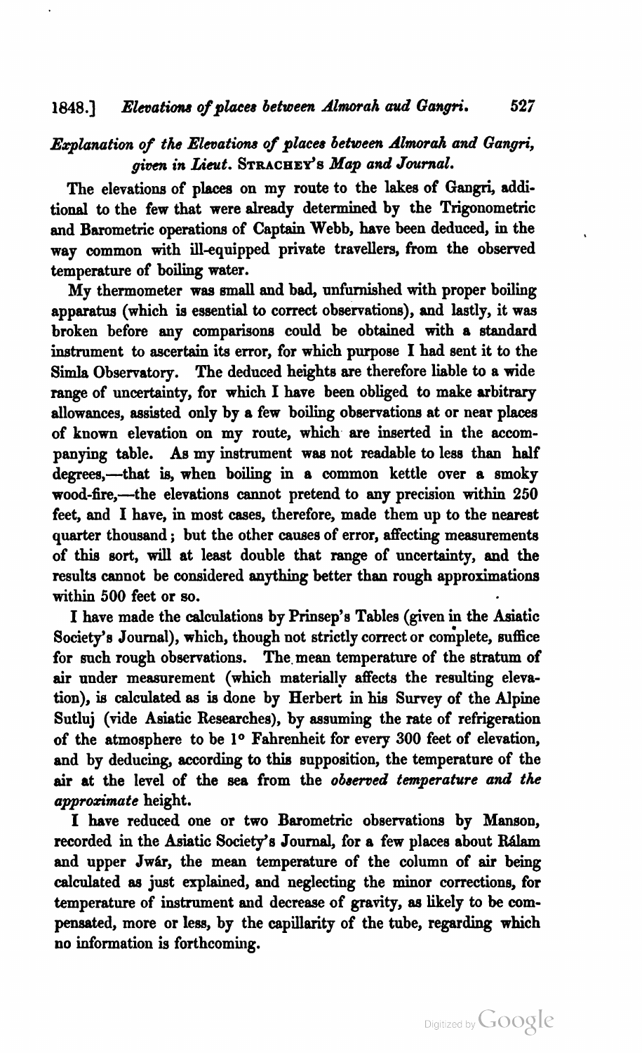## *Explanation of the Elevations of places between Almorah and Gangri, given in Lieut.* STRACHEY'S *Map and Journal.*

The elevations of places on my route to the lakes of Gangri, additional to the few that were already determined by the Trigonometric and Barometric operations of Captain Webb, have been deduced, in the way common with ill-equipped private travellers, from the observed temperature of boiling water.

My thermometer was small and bad, unfurnished with proper boiling apparatus (which is essential to correct observations), and lastly, it was broken before any comparisons could be obtained with a standard instrument to ascertain its error, for which purpose I had sent it to the Simla Observatory. The deduced heights are therefore liable to a wide range of uncertainty, for which I have been obliged to make arbitrary allowances, assisted only by a few boiling observations at or near places of known elevation on my route, which are inserted in the accompanying table. As my instrument was not readable to less than half degrees,—that is, when boiling in a common kettle over a smoky wood-fire,—the elevations cannot pretend to any precision within 250 feet, and I have, in most cases, therefore, made them up to the nearest quarter thousand; but the other causes of error, affecting measurements of this sort, will at least double that range of uncertainty, and the results cannot be considered anything better than rough approximations within 500 feet or so.

I have made the calculations by Prinsep's Tables (given in the Asiatic Society's Journal), which, though not strictly correct or complete, suffice for such rough observations. The mean temperature of the stratum of air under measurement (which materially affects the resulting elevation), is calculated as is done by Herbert in his Survey of the Alpine Sutluj (vide Asiatic Researches), by assuming the rate of refrigeration of the atmosphere to be 1° Fahrenheit for every 300 feet of elevation, and by deducing, according to this supposition, the temperature of the air at the level of the sea from the *observed temperature and the approximate* height.

I have reduced one or two Barometric observations by Manson, recorded in the Asiatic Society's Journal, for a few places about Rálam and upper Jwár, the mean temperature of the column of air being calculated as just explained, and neglecting the minor corrections, for temperature of instrument and decrease of gravity, as likely to be compensated, more or less, by the capillarity of the tube, regarding which no information is forthcoming.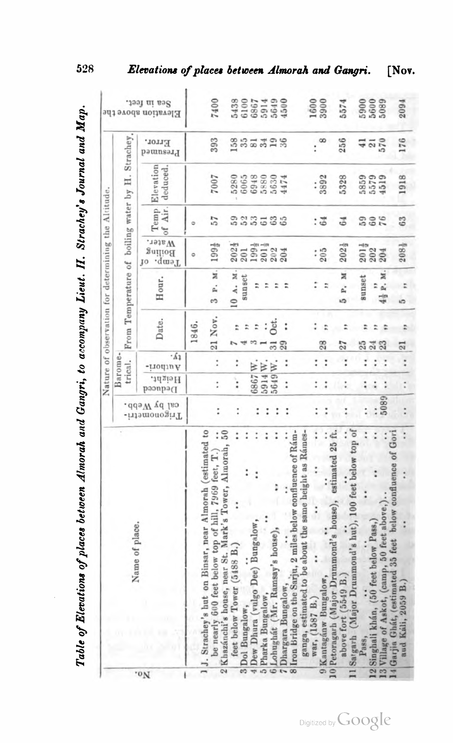## Table of Elevations of places between Almorah and Gangri, to accompany Lieut. H. Strachey's Journal and Map.

| No. | Name of place. | Trigonometrical by Webb. | Barometrical. Deduced Height. | Barometrical. Authority. | From Temperature of boiling water by H. Strachey. Date. | Hour. | Temp. of Boiling Water. | Temp. of Air. | Elevation deduced. | Presumed Error. | Elevation above the Sea in feet. |
|---|---|---|---|---|---|---|---|---|---|---|---|
| | | | | | 1846. | | ° | ° | | | |
| 1 | J. Strachey's hut on Binsar, near Almorah (estimated to be nearly 600 feet below top of hill, 7969 feet, T.) .. | .. | .. | .. | 21 Nov. | 3 P. M. | 199½ | 57 | 7007 | 393 | 7400 |
| 2 | Khazánchi's house, near St. Mark's Tower, Almorah, 50 feet below Tower (5488 B.) .. | .. | .. | .. | 7 " | 10 A. M. | 202¼ | 59 | 5280 | 158 | 5438 |
| 3 | Dol Bungalow, .. .. | .. | .. | .. | 4 " | sunset | 201 | 52 | 6065 | 35 | 6100 |
| 4 | Dew Dhura (vulgo Dee) Bungalow, .. | .. | 6867 | W. | 3 " | " | 199½ | 53 | 6948 | 81 | 6867 |
| 5 | Pharka Bungalow, .. .. | .. | 5914 | W. | 1 " | " | 201½ | 61 | 5880 | 34 | 5914 |
| 6 | Lohughát (Mr. Ramsay's house), .. | .. | 5649 | W. | 31 Oct. | " | 202 | 63 | 5630 | 19 | 5649 |
| 7 | Dhargara Bungalow, .. .. | .. | .. | .. | 29 " | " | 204 | 65 | 4474 | 36 | 4500 |
| 8 | Iron Bridge on the Sarju, 2 miles below confluence of Rámganga, estimated to be about the same height as Rámeswar, (1587 B.) .. | .. | .. | .. | .. | .. | .. | .. | .. | .. | 1600 |
| 9 | Kantagánw Bungalow, .. .. | .. | .. | .. | 28 " | " | 205 | 64 | 3892 | 8 | 3900 |
| 10 | Petoragarh (Major Drummond's house), estimated 25 ft. above fort (5549 B.) .. | .. | .. | .. | 27 " | 5 P. M. | 202½ | 64 | 5328 | 256 | 5574 |
| 11 | Satgarh (Major Drummond's hut), 100 feet below top of Pass, .. .. | .. | .. | .. | 25 " | sunset | 201½ | 59 | 5859 | 41 | 5900 |
| 12 | Singhali khán, (50 feet below Pass,) .. | .. | .. | .. | 24 " | " | 202 | 60 | 5579 | 21 | 5600 |
| 13 | Village of Askot, (camp, 50 feet above,) .. | 5089 | .. | .. | 23 " | 4½ P. M. | 204 | 76 | 4519 | 570 | 5089 |
| 14 | Garjia Ghát, (estimated 35 feet below confluence of Gori and Káli, 2059 B.) .. | .. | .. | .. | 21 " | 5 " | 208½ | 63 | 1918 | 176 | 2094 |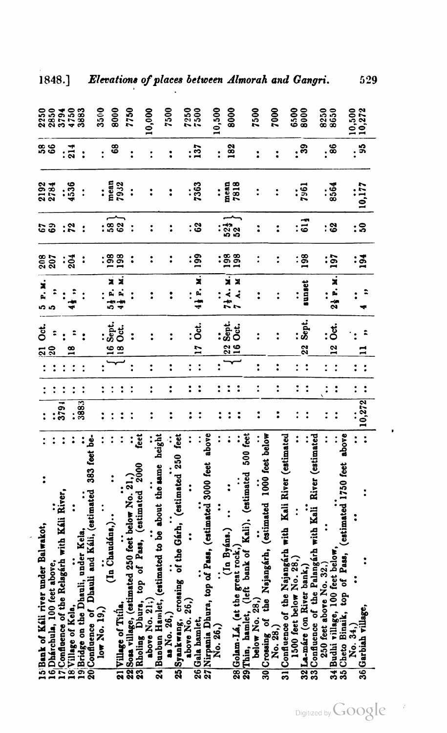| No. | Place | | | | Date | Hour | | | | | |
|---|---|---|---|---|---|---|---|---|---|---|---|
| 15 | Bank of Káli river under Balwakot, | ... | ... | ... | 21 Oct. | 5 P. M. | 208 | 67 | 2192 | 58 | 2250 |
| 16 | Dhárchula, 100 feet above, | ... | ... | ... | 20 " | 5 " | 207 | 69 | 2784 | 66 | 2850 |
| 17 | Confluence of the Relagárh with Káli River, | 3791 | ... | ... | ... | ... | ... | ... | ... | ... | 3794 |
| 18 | Village of Kela, | ... | ... | ... | 18 " | 4½ " | 204 | 72 | 4536 | 214 | 4750 |
| 19 | Bridge on the Dhauli, under Kela, | 3883 | ... | ... | ... | ... | ... | ... | ... | ... | 3883 |
| 20 | Confluence of Dhauli and Káli, (estimated 383 feet below No. 19,) | ... | ... | ... | ... | ... | ... | ... | ... | ... | 3500 |
| | (In Chaudáns,) | | | | | | | | | | |
| 21 | Village of Titila, | ... | ... | | 16 Sept. | 5½ P. M. | 198 | 58 | mean 7932 | 68 | 8000 |
| | | | | | 18 Oct. | 4½ P. M. | 198 | 62 | | | |
| 22 | Sosa village, (estimated 250 feet below No. 21,) | ... | ... | ... | ... | ... | ... | ... | ... | ... | 7750 |
| 23 | Rholing Dhura, top of Pass, (estimated 2000 feet above No. 21;) | ... | ... | ... | ... | ... | ... | ... | ... | ... | 10,000 |
| 24 | Bunbun Hamlet, (estimated to be about the same height as No. 26,) | ... | ... | ... | ... | ... | ... | ... | ... | ... | 7500 |
| 25 | Syankwang, crossing of the Gárh, (estimated 250 feet above No. 26,) | ... | ... | ... | ... | ... | ... | ... | ... | ... | 7250 |
| 26 | Gala hamlet, | ... | ... | ... | 17 Oct. | 4½ P. M. | 199 | 62 | 7363 | 137 | 7500 |
| 27 | Nirpania Dhura, top of Pass, (estimated 3000 feet above No. 26,) | ... | ... | ... | ... | ... | ... | ... | ... | ... | 10,500 |
| | (In Byáns.) | | | | | | | | | | |
| 28 | Golam-Lá, (at the great rock,) | ... | ... | | 22 Sept. | 7¼ A. M. | 198 | 52½ | mean 7818 | 182 | 8000 |
| | | | | | 16 Oct. | 7 A. M. | 198 | 52 | | | |
| 29 | Thin, hamlet, (left bank of Káli), (estimated 500 feet below No. 28,) | ... | ... | ... | ... | ... | ... | ... | ... | ... | 7500 |
| 30 | Crossing of the Najangárh, (estimated 1000 feet below No. 28,) | ... | ... | ... | ... | ... | ... | ... | ... | ... | 7000 |
| 31 | Confluence of the Najangárh with Káli River (estimated 1500 feet below No. 28,) | ... | ... | ... | ... | ... | ... | ... | ... | ... | 6500 |
| 32 | La-máre (on River bank,) | ... | ... | ... | 22 Sept. | sunset | 198 | 61¼ | 7961 | 39 | 8000 |
| 33 | Confluence of the Palangárh with Káli River (estimated 250 feet above No. 32.) | ... | ... | ... | ... | ... | ... | ... | ... | ... | 8250 |
| 34 | Budhi village, 100 feet below, | ... | ... | ... | 12 Oct. | 2½ P. M. | 197 | 62 | 8564 | 86 | 8650 |
| 35 | Cheto Binaik, top of Pass, (estimated 1750 feet above No. 34,) | ... | ... | ... | ... | ... | ... | ... | ... | ... | 10,500 |
| 36 | Garbiah village, | 10,272 | ... | ... | 11 " | 4 " | 194 | 50 | 10,177 | 95 | 10,272 |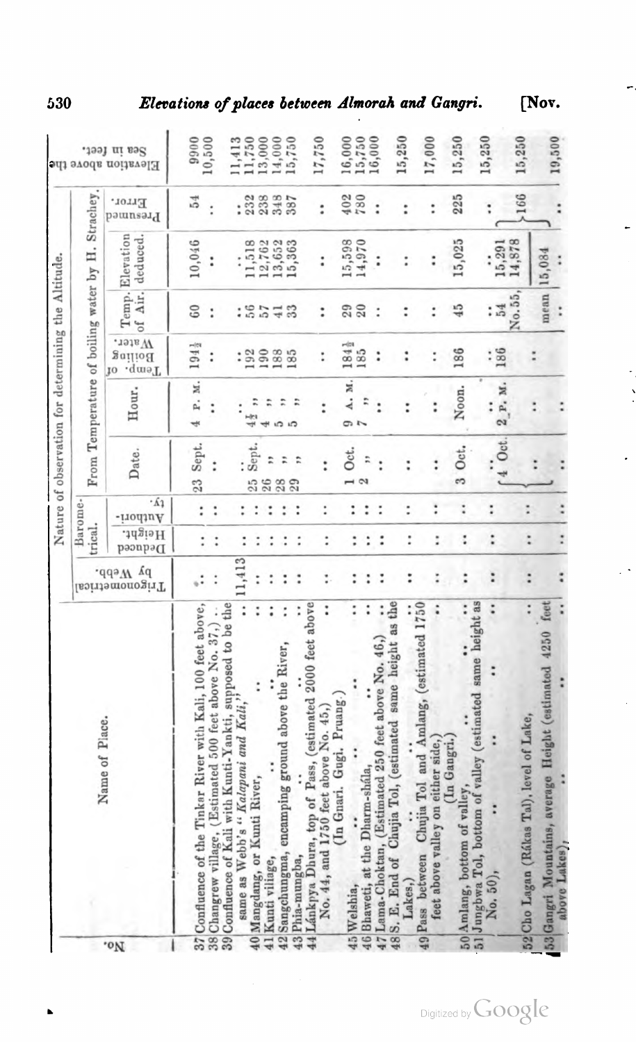| No. | Name of Place. | Trigonometrical by Webb. | Barometrical. Deduced Height. | Barometrical. Authority. | Date. | Hour. | Temp. of Boiling Water. | Temp. of Air. | Elevation deduced. | Presumed Error. | Elevation above the Sea in feet. |
|---|---|---|---|---|---|---|---|---|---|---|---|
| | | | | | From Temperature of boiling water by H. Strachey. | | | | | | |
| 37 | Confluence of the Tinkar River with Kali, 100 feet above, | .. | .. | .. | 23 Sept. | 4 P. M. | 194½ | 60 | 10,046 | 54 | 9900 |
| 38 | Changrew village, (Estimated 500 feet above No. 37,) | .. | .. | .. | .. | .. | .. | .. | .. | .. | 10,500 |
| 39 | Confluence of Kali with Kunti-Yankti, supposed to be the same as Webb's "*Kalapani and Kali*," | 11,413 | .. | .. | .. | .. | .. | .. | .. | .. | 11,413 |
| 40 | Mangdang, or Kunti River, | .. | .. | .. | 25 Sept. | 4½ " | 192 | 56 | 11,518 | 232 | 11,750 |
| 41 | Kunti village, | .. | .. | .. | 26 " | 4 " | 190 | 57 | 12,762 | 238 | 13,000 |
| 42 | Sangchumgma, encamping ground above the River, | .. | .. | .. | 28 " | 5 " | 188 | 41 | 13,652 | 348 | 14,000 |
| 43 | Phia-mungba, | .. | .. | .. | 29 " | 5 " | 185 | 33 | 15,363 | 387 | 15,750 |
| 44 | Lánkpya Dhura, top of Pass, (estimated 2000 feet above No. 44, and 1750 feet above No. 45,) (In Gnari. Gugi. Pruang.) | .. | .. | .. | .. | .. | .. | .. | .. | .. | 17,750 |
| 45 | Welshia, | .. | .. | .. | 1 Oct. | 9 A. M. | 184½ | 29 | 15,598 | 402 | 16,000 |
| 46 | Bhaweti, at the Dharm-shála, | .. | .. | .. | 2 " | 7 " | 185 | 20 | 14,970 | 780 | 15,750 |
| 47 | Lama-Choktan, (Estimated 250 feet above No. 46,) | .. | .. | .. | .. | .. | .. | .. | .. | .. | 16,000 |
| 48 | S. E. End of Chujia Tol, (estimated same height as the Lakes,) | .. | .. | .. | .. | .. | .. | .. | .. | .. | 15,250 |
| 49 | Pass between Chujia Tol and Amlang, (estimated 1750 feet above valley on either side,) (In Gangri.) | .. | .. | .. | .. | .. | .. | .. | .. | .. | 17,000 |
| 50 | Amlang, bottom of valley, | .. | .. | .. | 3 Oct. | Noon. | 186 | 45 | 15,025 | 225 | 15,250 |
| 51 | Jungbwa Tol, bottom of valley (estimated same height as No. 50), | .. | .. | .. | 4 Oct. | 2 P. M. | 186 | 54 | 15,291 | 166 | 15,250 |
| | | | | | | | | No. 55, | 14,878 | | |
| 52 | Cho Lagan (Rákas Tal), level of Lake, | .. | .. | .. | .. | .. | .. | mean | 15,084 | | 15,250 |
| 53 | Gangri Mountains, average Height (estimated 4250 feet above Lakes), | .. | .. | .. | .. | .. | .. | .. | .. | .. | 19,500 |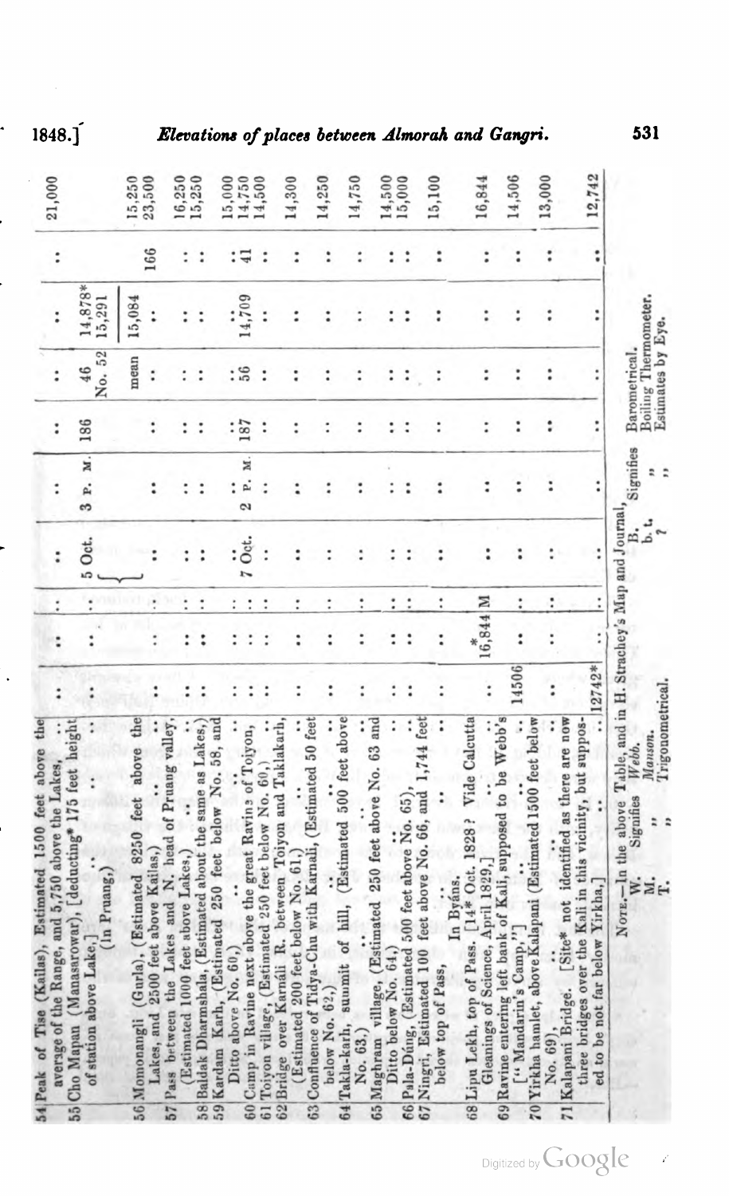## Elevations of places between Almorah and Gangri.

| | | | | | | | | | | | |
|---|---|---|---|---|---|---|---|---|---|---|---|
| 54 | Peak of Tise (Kailas), Estimated 1500 feet above the average of the Range, and 5,750 above the Lakes, ... | .. | .. | .. | .. | .. | .. | .. | .. | .. | 21,000 |
| 55 | Cho Mapan (Manasarowar), [deducting* 175 feet height of station above Lake,] ... (In Pruang,) | .. | .. | .. | 5 Oct. | 3 P. M. | 186 | 46 No. 52 mean | 14,878* 15,291 15,084 | 166 | 15,250 |
| 56 | Momonangli (Gurla), (Estimated 8250 feet above the Lakes, and 2500 feet above Kailas,) | .. | .. | .. | .. | .. | .. | .. | .. | .. | 23,500 |
| 57 | Pass between the Lakes and N. head of Pruang valley, (Estimated 1000 feet above Lakes,) | .. | .. | .. | .. | .. | .. | .. | .. | .. | 16,250 |
| 58 | Baldak Dharmshala, (Estimated about the same as Lakes,) | .. | .. | .. | .. | .. | .. | .. | .. | .. | 15,250 |
| 59 | Kardam Karh, (Estimated 250 feet below No. 58, and Ditto above No. 60,) | .. | .. | .. | .. | .. | .. | .. | .. | .. | 15,000 |
| 60 | Camp in Ravine next above the great Ravine of Toiyon, | .. | .. | .. | 7 Oct. | 2 P. M. | 187 | 56 | 14,709 | 41 | 14,750 |
| 61 | Toiyon village, (Estimated 250 feet below No. 60,) | .. | .. | .. | .. | .. | .. | .. | .. | .. | 14,500 |
| 62 | Bridge over Karnáli R. between Toiyon and Taklakarh, (Estimated 200 feet below No. 61.) | .. | .. | .. | .. | .. | .. | .. | .. | .. | 14,300 |
| 63 | Confluence of Tidya-Chu with Karnali, (Estimated 50 feet below No. 62,) | .. | .. | .. | .. | .. | .. | .. | .. | .. | 14,250 |
| 64 | Takla-karh, summit of hill, (Estimated 500 feet above No. 63,) | .. | .. | .. | .. | .. | .. | .. | .. | .. | 14,750 |
| 65 | Maghram village, (Estimated 250 feet above No. 63 and Ditto below No. 64,) | .. | .. | .. | .. | .. | .. | .. | .. | .. | 14,500 |
| 66 | Pala-Dúng, (Estimated 500 feet above No. 65), | .. | .. | .. | .. | .. | .. | .. | .. | .. | 15,000 |
| 67 | Ningri, Estimated 100 feet above No. 66, and 1,744 feet below top of Pass, | .. | .. | .. | .. | .. | .. | .. | .. | .. | 15,100 |
| | In Byáns. | | | | | | | | | | |
| 68 | Lipu Lekh, top of Pass. [14* Oct. 1828? Vide Calcutta Gleanings of Science, April 1829,] | .. | 16,844* M | .. | .. | .. | .. | .. | .. | .. | 16,844 |
| 69 | Ravine entering left bank of Kali, supposed to be Webb's ["Mandarin's Camp,"] | 14506 | .. | .. | .. | .. | .. | .. | .. | .. | 14,506 |
| 70 | Yirkha hamlet, above Kalapani (Estimated 1500 feet below No. 69), | .. | .. | .. | .. | .. | .. | .. | .. | .. | 13,000 |
| 71 | Kalapani Bridge. [Site* not identified as there are now three bridges over the Kali in this vicinity, but supposed to be not far below Yirkha,] | 12742* | .. | .. | .. | .. | .. | .. | .. | .. | 12,742 |

NOTE.—In the above Table, and in H. Strachey's Map and Journal,

W. Signifies *Webb.* &nbsp; B. Signifies Barometrical.
M. " *Manson.* &nbsp; b. t. " Boiling Thermometer.
T. " Trigonometrical. &nbsp; ? " Estimates by Eye.